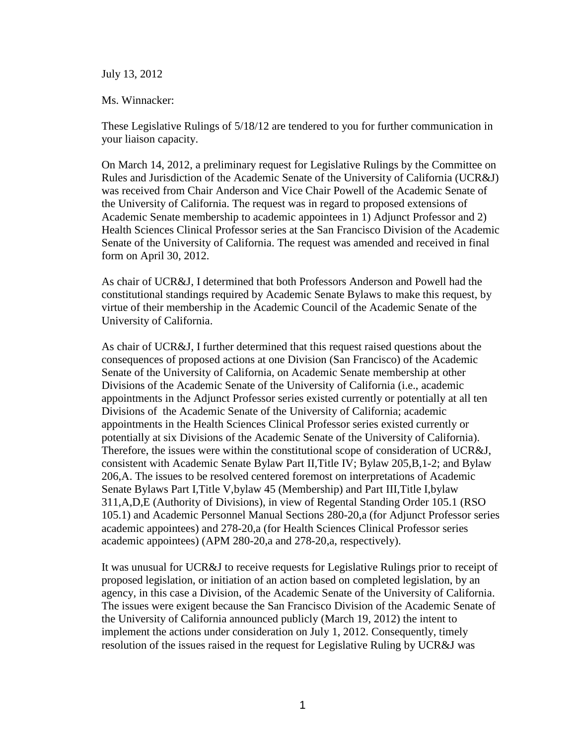July 13, 2012

Ms. Winnacker:

These Legislative Rulings of 5/18/12 are tendered to you for further communication in your liaison capacity.

On March 14, 2012, a preliminary request for Legislative Rulings by the Committee on Rules and Jurisdiction of the Academic Senate of the University of California (UCR&J) was received from Chair Anderson and Vice Chair Powell of the Academic Senate of the University of California. The request was in regard to proposed extensions of Academic Senate membership to academic appointees in 1) Adjunct Professor and 2) Health Sciences Clinical Professor series at the San Francisco Division of the Academic Senate of the University of California. The request was amended and received in final form on April 30, 2012.

As chair of UCR&J, I determined that both Professors Anderson and Powell had the constitutional standings required by Academic Senate Bylaws to make this request, by virtue of their membership in the Academic Council of the Academic Senate of the University of California.

As chair of UCR&J, I further determined that this request raised questions about the consequences of proposed actions at one Division (San Francisco) of the Academic Senate of the University of California, on Academic Senate membership at other Divisions of the Academic Senate of the University of California (i.e., academic appointments in the Adjunct Professor series existed currently or potentially at all ten Divisions of the Academic Senate of the University of California; academic appointments in the Health Sciences Clinical Professor series existed currently or potentially at six Divisions of the Academic Senate of the University of California). Therefore, the issues were within the constitutional scope of consideration of UCR&J, consistent with Academic Senate Bylaw Part II,Title IV; Bylaw 205,B,1-2; and Bylaw 206,A. The issues to be resolved centered foremost on interpretations of Academic Senate Bylaws Part I,Title V,bylaw 45 (Membership) and Part III,Title I,bylaw 311,A,D,E (Authority of Divisions), in view of Regental Standing Order 105.1 (RSO 105.1) and Academic Personnel Manual Sections 280-20,a (for Adjunct Professor series academic appointees) and 278-20,a (for Health Sciences Clinical Professor series academic appointees) (APM 280-20,a and 278-20,a, respectively).

It was unusual for UCR&J to receive requests for Legislative Rulings prior to receipt of proposed legislation, or initiation of an action based on completed legislation, by an agency, in this case a Division, of the Academic Senate of the University of California. The issues were exigent because the San Francisco Division of the Academic Senate of the University of California announced publicly (March 19, 2012) the intent to implement the actions under consideration on July 1, 2012. Consequently, timely resolution of the issues raised in the request for Legislative Ruling by UCR&J was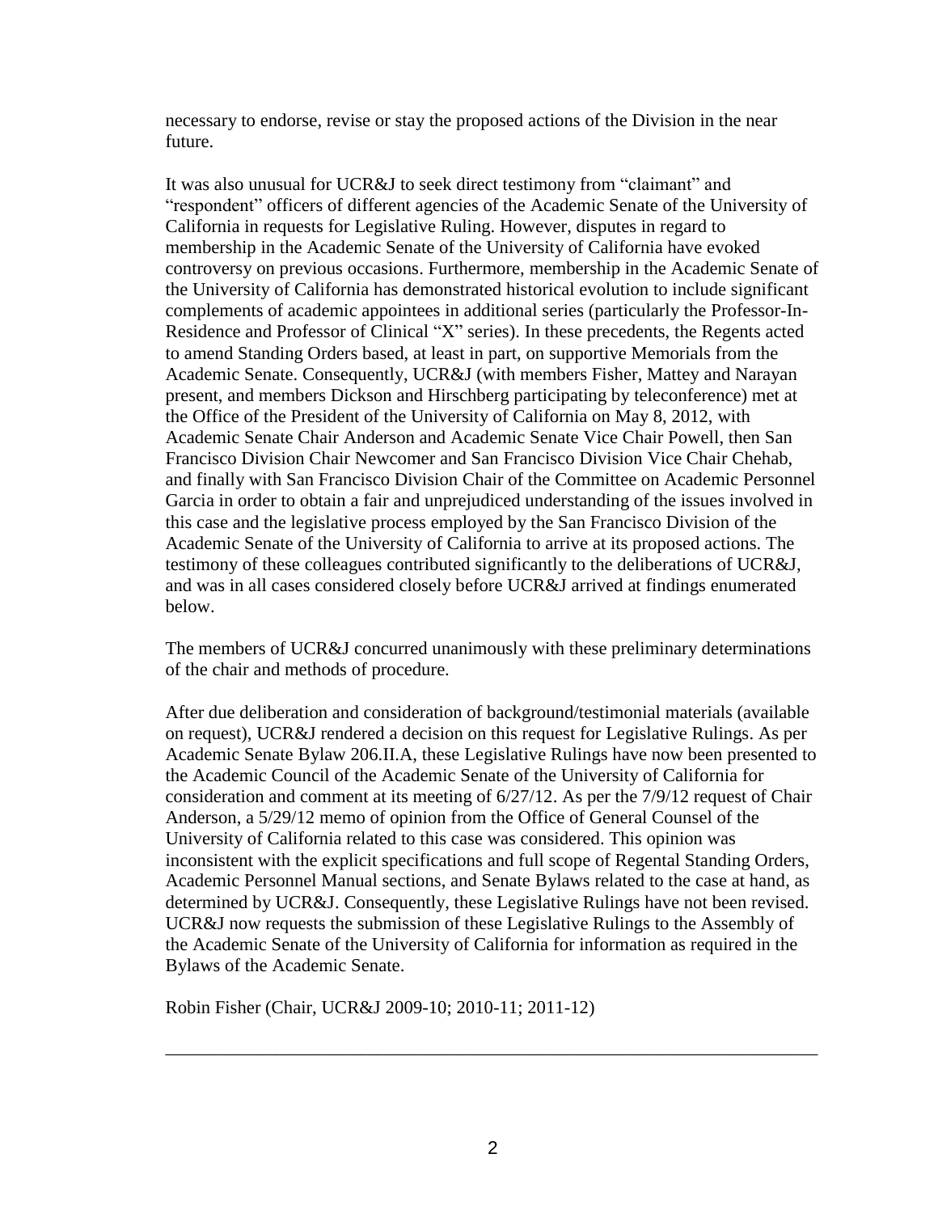necessary to endorse, revise or stay the proposed actions of the Division in the near future.

It was also unusual for UCR&J to seek direct testimony from "claimant" and "respondent" officers of different agencies of the Academic Senate of the University of California in requests for Legislative Ruling. However, disputes in regard to membership in the Academic Senate of the University of California have evoked controversy on previous occasions. Furthermore, membership in the Academic Senate of the University of California has demonstrated historical evolution to include significant complements of academic appointees in additional series (particularly the Professor-In-Residence and Professor of Clinical "X" series). In these precedents, the Regents acted to amend Standing Orders based, at least in part, on supportive Memorials from the Academic Senate. Consequently, UCR&J (with members Fisher, Mattey and Narayan present, and members Dickson and Hirschberg participating by teleconference) met at the Office of the President of the University of California on May 8, 2012, with Academic Senate Chair Anderson and Academic Senate Vice Chair Powell, then San Francisco Division Chair Newcomer and San Francisco Division Vice Chair Chehab, and finally with San Francisco Division Chair of the Committee on Academic Personnel Garcia in order to obtain a fair and unprejudiced understanding of the issues involved in this case and the legislative process employed by the San Francisco Division of the Academic Senate of the University of California to arrive at its proposed actions. The testimony of these colleagues contributed significantly to the deliberations of UCR&J, and was in all cases considered closely before UCR&J arrived at findings enumerated below.

The members of UCR&J concurred unanimously with these preliminary determinations of the chair and methods of procedure.

After due deliberation and consideration of background/testimonial materials (available on request), UCR&J rendered a decision on this request for Legislative Rulings. As per Academic Senate Bylaw 206.II.A, these Legislative Rulings have now been presented to the Academic Council of the Academic Senate of the University of California for consideration and comment at its meeting of 6/27/12. As per the 7/9/12 request of Chair Anderson, a 5/29/12 memo of opinion from the Office of General Counsel of the University of California related to this case was considered. This opinion was inconsistent with the explicit specifications and full scope of Regental Standing Orders, Academic Personnel Manual sections, and Senate Bylaws related to the case at hand, as determined by UCR&J. Consequently, these Legislative Rulings have not been revised. UCR&J now requests the submission of these Legislative Rulings to the Assembly of the Academic Senate of the University of California for information as required in the Bylaws of the Academic Senate.

Robin Fisher (Chair, UCR&J 2009-10; 2010-11; 2011-12)

---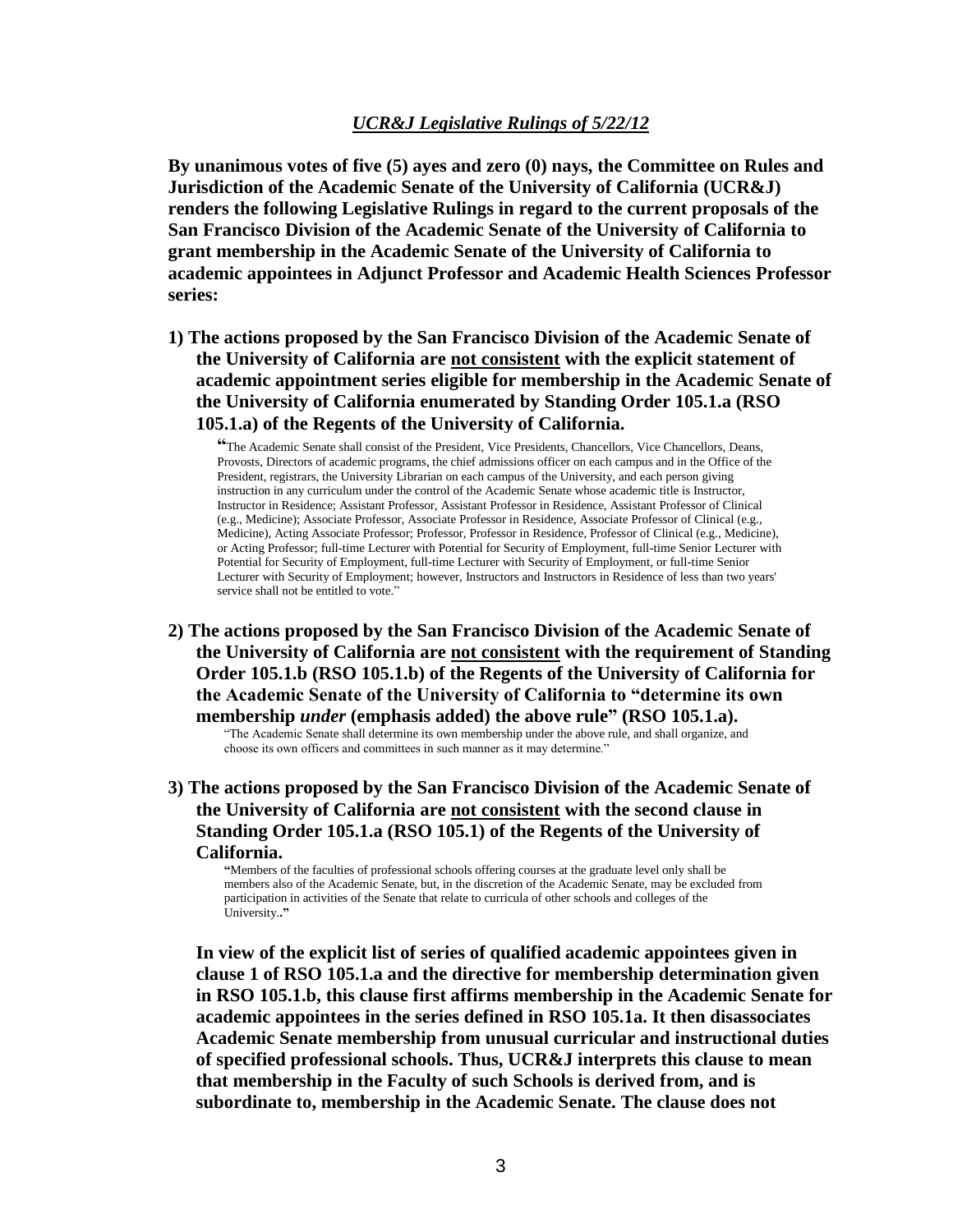## *UCR&J Legislative Rulings of 5/22/12*

**By unanimous votes of five (5) ayes and zero (0) nays, the Committee on Rules and Jurisdiction of the Academic Senate of the University of California (UCR&J) renders the following Legislative Rulings in regard to the current proposals of the San Francisco Division of the Academic Senate of the University of California to grant membership in the Academic Senate of the University of California to academic appointees in Adjunct Professor and Academic Health Sciences Professor series:**

**1) The actions proposed by the San Francisco Division of the Academic Senate of the University of California are <u>not consistent</u> with the explicit statement of academic appointment series eligible for membership in the Academic Senate of the University of California enumerated by Standing Order 105.1.a (RSO 105.1.a) of the Regents of the University of California.**

> **"**The Academic Senate shall consist of the President, Vice Presidents, Chancellors, Vice Chancellors, Deans, Provosts, Directors of academic programs, the chief admissions officer on each campus and in the Office of the President, registrars, the University Librarian on each campus of the University, and each person giving instruction in any curriculum under the control of the Academic Senate whose academic title is Instructor, Instructor in Residence; Assistant Professor, Assistant Professor in Residence, Assistant Professor of Clinical (e.g., Medicine); Associate Professor, Associate Professor in Residence, Associate Professor of Clinical (e.g., Medicine), Acting Associate Professor; Professor, Professor in Residence, Professor of Clinical (e.g., Medicine), or Acting Professor; full-time Lecturer with Potential for Security of Employment, full-time Senior Lecturer with Potential for Security of Employment, full-time Lecturer with Security of Employment, or full-time Senior Lecturer with Security of Employment; however, Instructors and Instructors in Residence of less than two years' service shall not be entitled to vote."

**2) The actions proposed by the San Francisco Division of the Academic Senate of the University of California are <u>not consistent</u> with the requirement of Standing Order 105.1.b (RSO 105.1.b) of the Regents of the University of California for the Academic Senate of the University of California to "determine its own membership *under* (emphasis added) the above rule" (RSO 105.1.a).**

> "The Academic Senate shall determine its own membership under the above rule, and shall organize, and choose its own officers and committees in such manner as it may determine."

**3) The actions proposed by the San Francisco Division of the Academic Senate of the University of California are <u>not consistent</u> with the second clause in Standing Order 105.1.a (RSO 105.1) of the Regents of the University of California.**

> **"**Members of the faculties of professional schools offering courses at the graduate level only shall be members also of the Academic Senate, but, in the discretion of the Academic Senate, may be excluded from participation in activities of the Senate that relate to curricula of other schools and colleges of the University.**."**

**In view of the explicit list of series of qualified academic appointees given in clause 1 of RSO 105.1.a and the directive for membership determination given in RSO 105.1.b, this clause first affirms membership in the Academic Senate for academic appointees in the series defined in RSO 105.1a. It then disassociates Academic Senate membership from unusual curricular and instructional duties of specified professional schools. Thus, UCR&J interprets this clause to mean that membership in the Faculty of such Schools is derived from, and is subordinate to, membership in the Academic Senate. The clause does not**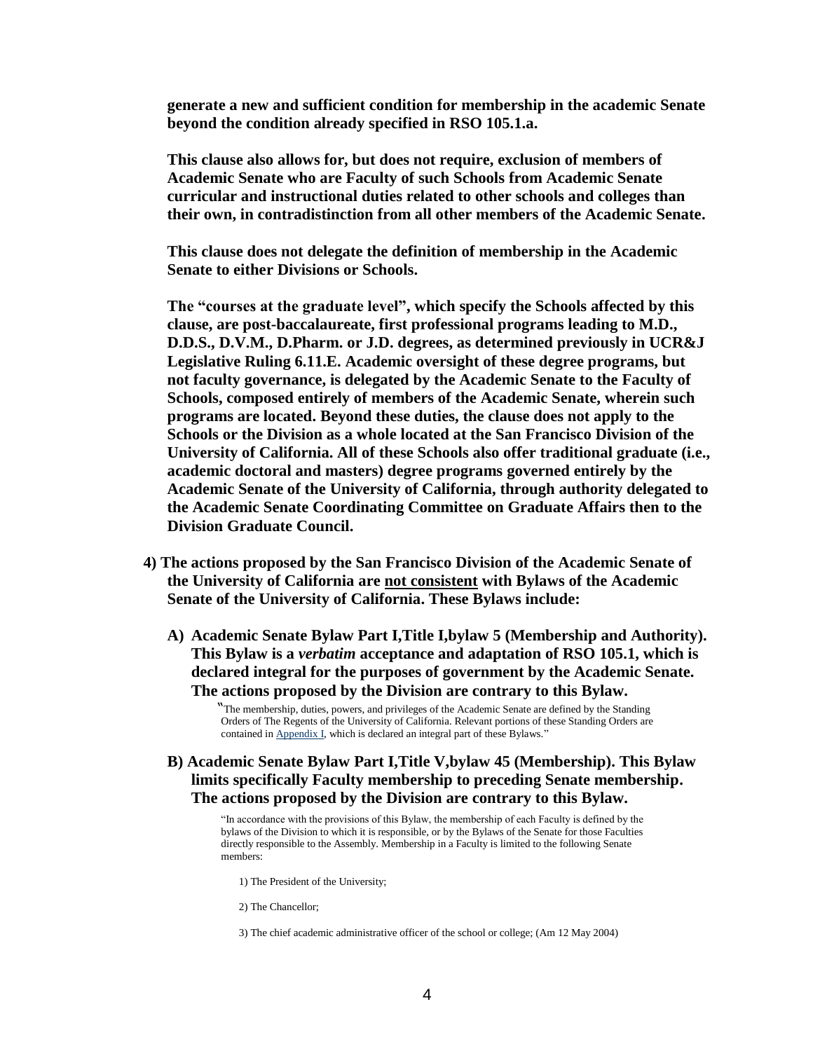**generate a new and sufficient condition for membership in the academic Senate beyond the condition already specified in RSO 105.1.a.**

**This clause also allows for, but does not require, exclusion of members of Academic Senate who are Faculty of such Schools from Academic Senate curricular and instructional duties related to other schools and colleges than their own, in contradistinction from all other members of the Academic Senate.**

**This clause does not delegate the definition of membership in the Academic Senate to either Divisions or Schools.**

**The "courses at the graduate level", which specify the Schools affected by this clause, are post-baccalaureate, first professional programs leading to M.D., D.D.S., D.V.M., D.Pharm. or J.D. degrees, as determined previously in UCR&J Legislative Ruling 6.11.E. Academic oversight of these degree programs, but not faculty governance, is delegated by the Academic Senate to the Faculty of Schools, composed entirely of members of the Academic Senate, wherein such programs are located. Beyond these duties, the clause does not apply to the Schools or the Division as a whole located at the San Francisco Division of the University of California. All of these Schools also offer traditional graduate (i.e., academic doctoral and masters) degree programs governed entirely by the Academic Senate of the University of California, through authority delegated to the Academic Senate Coordinating Committee on Graduate Affairs then to the Division Graduate Council.**

**4) The actions proposed by the San Francisco Division of the Academic Senate of the University of California are <u>not consistent</u> with Bylaws of the Academic Senate of the University of California. These Bylaws include:**

**A) Academic Senate Bylaw Part I,Title I,bylaw 5 (Membership and Authority). This Bylaw is a *verbatim* acceptance and adaptation of RSO 105.1, which is declared integral for the purposes of government by the Academic Senate. The actions proposed by the Division are contrary to this Bylaw.**

> "The membership, duties, powers, and privileges of the Academic Senate are defined by the Standing Orders of The Regents of the University of California. Relevant portions of these Standing Orders are contained in Appendix I, which is declared an integral part of these Bylaws."

**B) Academic Senate Bylaw Part I,Title V,bylaw 45 (Membership). This Bylaw limits specifically Faculty membership to preceding Senate membership. The actions proposed by the Division are contrary to this Bylaw.**

> "In accordance with the provisions of this Bylaw, the membership of each Faculty is defined by the bylaws of the Division to which it is responsible, or by the Bylaws of the Senate for those Faculties directly responsible to the Assembly. Membership in a Faculty is limited to the following Senate members:
>
> 1) The President of the University;
>
> 2) The Chancellor;
>
> 3) The chief academic administrative officer of the school or college; (Am 12 May 2004)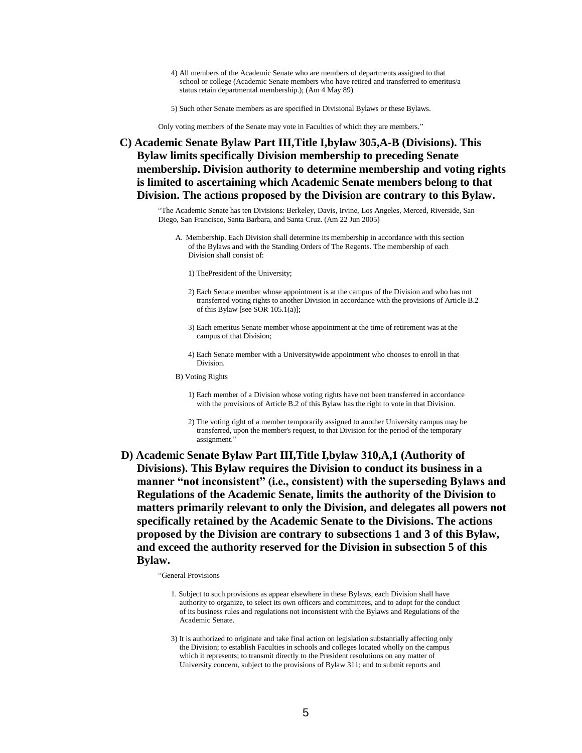4) All members of the Academic Senate who are members of departments assigned to that school or college (Academic Senate members who have retired and transferred to emeritus/a status retain departmental membership.); (Am 4 May 89)

5) Such other Senate members as are specified in Divisional Bylaws or these Bylaws.

Only voting members of the Senate may vote in Faculties of which they are members."

**C) Academic Senate Bylaw Part III,Title I,bylaw 305,A-B (Divisions). This Bylaw limits specifically Division membership to preceding Senate membership. Division authority to determine membership and voting rights is limited to ascertaining which Academic Senate members belong to that Division. The actions proposed by the Division are contrary to this Bylaw.**

"The Academic Senate has ten Divisions: Berkeley, Davis, Irvine, Los Angeles, Merced, Riverside, San Diego, San Francisco, Santa Barbara, and Santa Cruz. (Am 22 Jun 2005)

A. Membership. Each Division shall determine its membership in accordance with this section of the Bylaws and with the Standing Orders of The Regents. The membership of each Division shall consist of:

1) ThePresident of the University;

2) Each Senate member whose appointment is at the campus of the Division and who has not transferred voting rights to another Division in accordance with the provisions of Article B.2 of this Bylaw [see SOR 105.1(a)];

3) Each emeritus Senate member whose appointment at the time of retirement was at the campus of that Division;

4) Each Senate member with a Universitywide appointment who chooses to enroll in that Division.

B) Voting Rights

1) Each member of a Division whose voting rights have not been transferred in accordance with the provisions of Article B.2 of this Bylaw has the right to vote in that Division.

2) The voting right of a member temporarily assigned to another University campus may be transferred, upon the member's request, to that Division for the period of the temporary assignment."

**D) Academic Senate Bylaw Part III,Title I,bylaw 310,A,1 (Authority of Divisions). This Bylaw requires the Division to conduct its business in a manner "not inconsistent" (i.e., consistent) with the superseding Bylaws and Regulations of the Academic Senate, limits the authority of the Division to matters primarily relevant to only the Division, and delegates all powers not specifically retained by the Academic Senate to the Divisions. The actions proposed by the Division are contrary to subsections 1 and 3 of this Bylaw, and exceed the authority reserved for the Division in subsection 5 of this Bylaw.**

"General Provisions

1. Subject to such provisions as appear elsewhere in these Bylaws, each Division shall have authority to organize, to select its own officers and committees, and to adopt for the conduct of its business rules and regulations not inconsistent with the Bylaws and Regulations of the Academic Senate.

3) It is authorized to originate and take final action on legislation substantially affecting only the Division; to establish Faculties in schools and colleges located wholly on the campus which it represents; to transmit directly to the President resolutions on any matter of University concern, subject to the provisions of Bylaw 311; and to submit reports and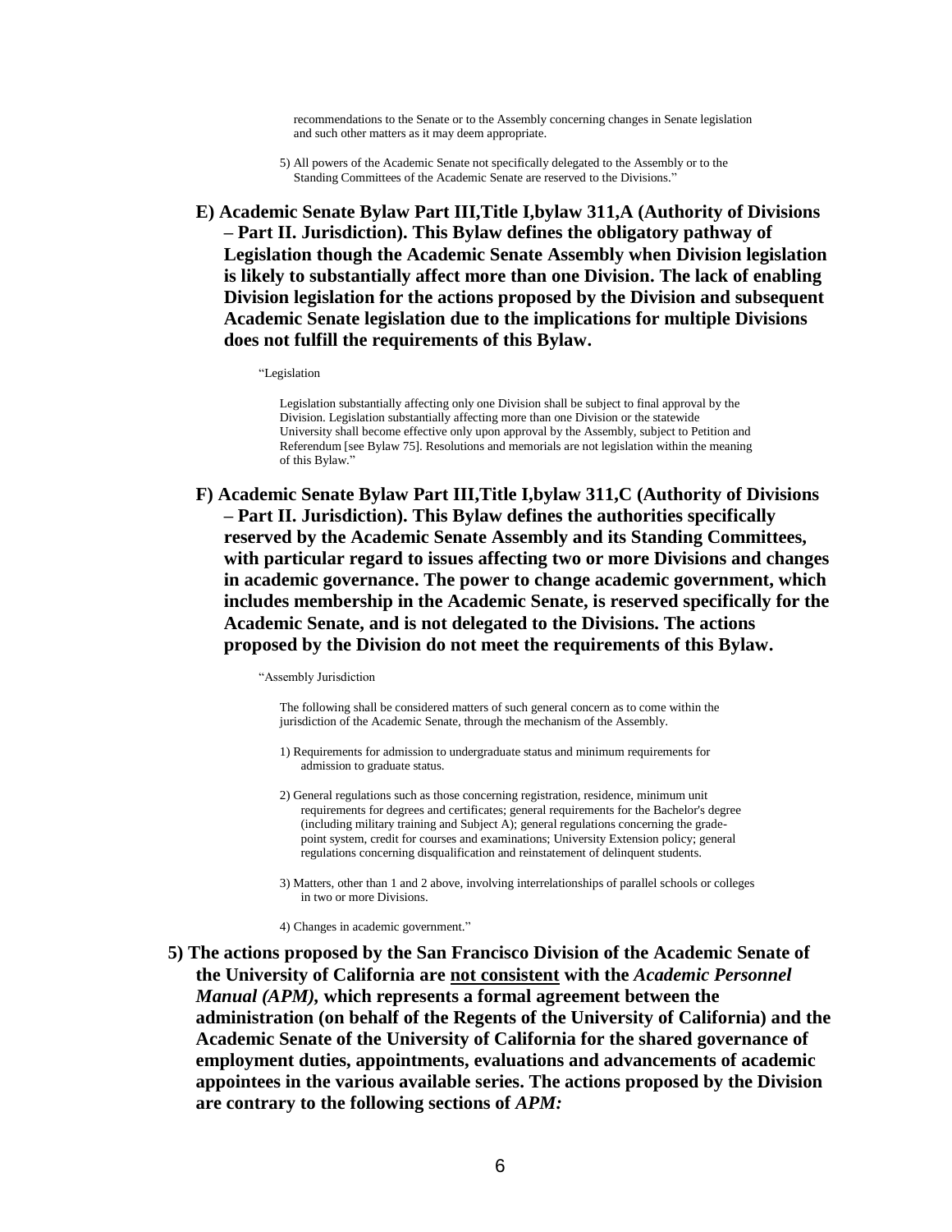recommendations to the Senate or to the Assembly concerning changes in Senate legislation and such other matters as it may deem appropriate.

5) All powers of the Academic Senate not specifically delegated to the Assembly or to the Standing Committees of the Academic Senate are reserved to the Divisions."

**E) Academic Senate Bylaw Part III,Title I,bylaw 311,A (Authority of Divisions – Part II. Jurisdiction). This Bylaw defines the obligatory pathway of Legislation though the Academic Senate Assembly when Division legislation is likely to substantially affect more than one Division. The lack of enabling Division legislation for the actions proposed by the Division and subsequent Academic Senate legislation due to the implications for multiple Divisions does not fulfill the requirements of this Bylaw.**

"Legislation

Legislation substantially affecting only one Division shall be subject to final approval by the Division. Legislation substantially affecting more than one Division or the statewide University shall become effective only upon approval by the Assembly, subject to Petition and Referendum [see Bylaw 75]. Resolutions and memorials are not legislation within the meaning of this Bylaw."

**F) Academic Senate Bylaw Part III,Title I,bylaw 311,C (Authority of Divisions – Part II. Jurisdiction). This Bylaw defines the authorities specifically reserved by the Academic Senate Assembly and its Standing Committees, with particular regard to issues affecting two or more Divisions and changes in academic governance. The power to change academic government, which includes membership in the Academic Senate, is reserved specifically for the Academic Senate, and is not delegated to the Divisions. The actions proposed by the Division do not meet the requirements of this Bylaw.**

"Assembly Jurisdiction

The following shall be considered matters of such general concern as to come within the jurisdiction of the Academic Senate, through the mechanism of the Assembly.

1) Requirements for admission to undergraduate status and minimum requirements for admission to graduate status.

2) General regulations such as those concerning registration, residence, minimum unit requirements for degrees and certificates; general requirements for the Bachelor's degree (including military training and Subject A); general regulations concerning the grade-point system, credit for courses and examinations; University Extension policy; general regulations concerning disqualification and reinstatement of delinquent students.

3) Matters, other than 1 and 2 above, involving interrelationships of parallel schools or colleges in two or more Divisions.

4) Changes in academic government."

**5) The actions proposed by the San Francisco Division of the Academic Senate of the University of California are <u>not consistent</u> with the *Academic Personnel Manual (APM)*, which represents a formal agreement between the administration (on behalf of the Regents of the University of California) and the Academic Senate of the University of California for the shared governance of employment duties, appointments, evaluations and advancements of academic appointees in the various available series. The actions proposed by the Division are contrary to the following sections of *APM:***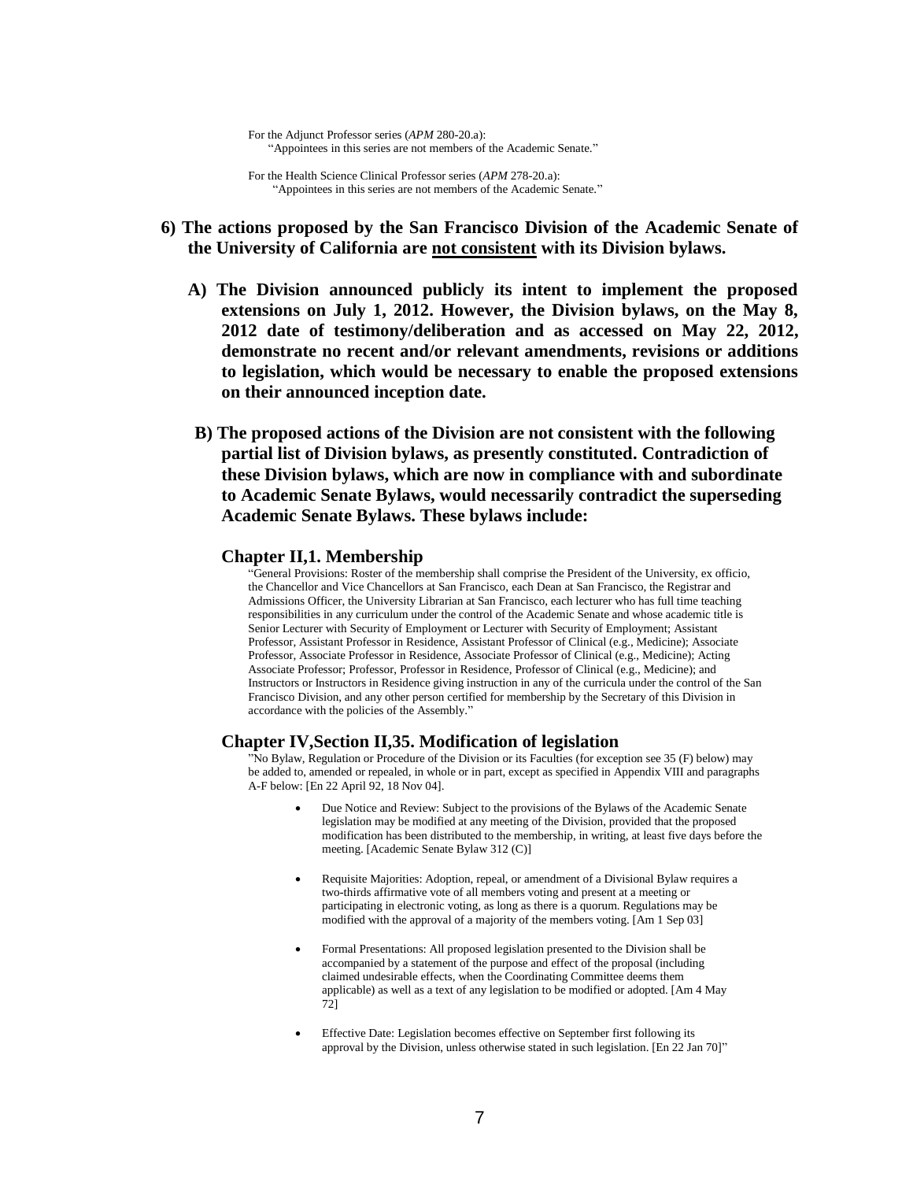For the Adjunct Professor series (*APM* 280-20.a):
"Appointees in this series are not members of the Academic Senate."

For the Health Science Clinical Professor series (*APM* 278-20.a):
"Appointees in this series are not members of the Academic Senate."

**6) The actions proposed by the San Francisco Division of the Academic Senate of the University of California are <u>not consistent</u> with its Division bylaws.**

**A) The Division announced publicly its intent to implement the proposed extensions on July 1, 2012. However, the Division bylaws, on the May 8, 2012 date of testimony/deliberation and as accessed on May 22, 2012, demonstrate no recent and/or relevant amendments, revisions or additions to legislation, which would be necessary to enable the proposed extensions on their announced inception date.**

**B) The proposed actions of the Division are not consistent with the following partial list of Division bylaws, as presently constituted. Contradiction of these Division bylaws, which are now in compliance with and subordinate to Academic Senate Bylaws, would necessarily contradict the superseding Academic Senate Bylaws. These bylaws include:**

### Chapter II,1. Membership

"General Provisions: Roster of the membership shall comprise the President of the University, ex officio, the Chancellor and Vice Chancellors at San Francisco, each Dean at San Francisco, the Registrar and Admissions Officer, the University Librarian at San Francisco, each lecturer who has full time teaching responsibilities in any curriculum under the control of the Academic Senate and whose academic title is Senior Lecturer with Security of Employment or Lecturer with Security of Employment; Assistant Professor, Assistant Professor in Residence, Assistant Professor of Clinical (e.g., Medicine); Associate Professor, Associate Professor in Residence, Associate Professor of Clinical (e.g., Medicine); Acting Associate Professor; Professor, Professor in Residence, Professor of Clinical (e.g., Medicine); and Instructors or Instructors in Residence giving instruction in any of the curricula under the control of the San Francisco Division, and any other person certified for membership by the Secretary of this Division in accordance with the policies of the Assembly."

### Chapter IV,Section II,35. Modification of legislation

"No Bylaw, Regulation or Procedure of the Division or its Faculties (for exception see 35 (F) below) may be added to, amended or repealed, in whole or in part, except as specified in Appendix VIII and paragraphs A-F below: [En 22 April 92, 18 Nov 04].

- Due Notice and Review: Subject to the provisions of the Bylaws of the Academic Senate legislation may be modified at any meeting of the Division, provided that the proposed modification has been distributed to the membership, in writing, at least five days before the meeting. [Academic Senate Bylaw 312 (C)]
- Requisite Majorities: Adoption, repeal, or amendment of a Divisional Bylaw requires a two-thirds affirmative vote of all members voting and present at a meeting or participating in electronic voting, as long as there is a quorum. Regulations may be modified with the approval of a majority of the members voting. [Am 1 Sep 03]
- Formal Presentations: All proposed legislation presented to the Division shall be accompanied by a statement of the purpose and effect of the proposal (including claimed undesirable effects, when the Coordinating Committee deems them applicable) as well as a text of any legislation to be modified or adopted. [Am 4 May 72]
- Effective Date: Legislation becomes effective on September first following its approval by the Division, unless otherwise stated in such legislation. [En 22 Jan 70]"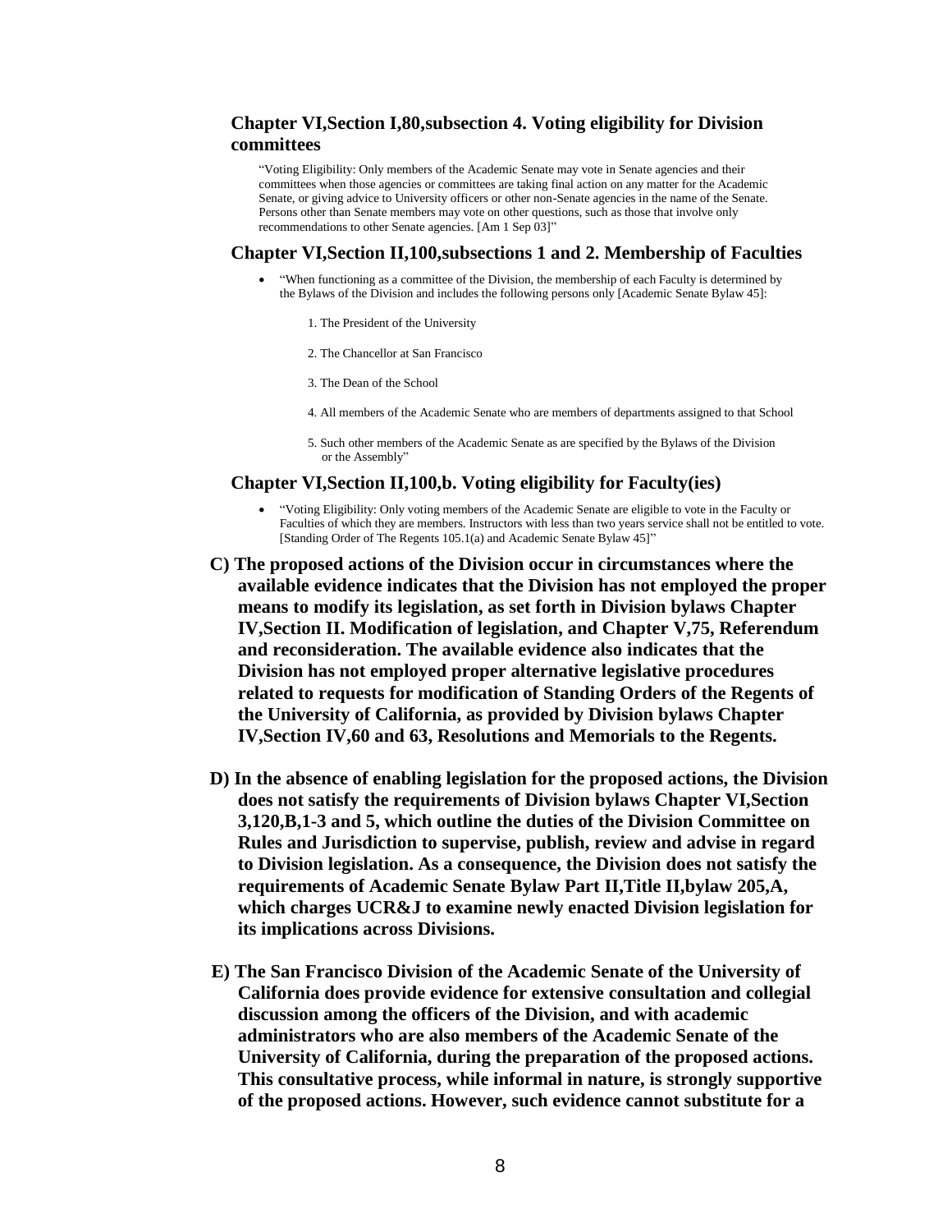### Chapter VI,Section I,80,subsection 4. Voting eligibility for Division committees

"Voting Eligibility: Only members of the Academic Senate may vote in Senate agencies and their committees when those agencies or committees are taking final action on any matter for the Academic Senate, or giving advice to University officers or other non-Senate agencies in the name of the Senate. Persons other than Senate members may vote on other questions, such as those that involve only recommendations to other Senate agencies. [Am 1 Sep 03]"

### Chapter VI,Section II,100,subsections 1 and 2. Membership of Faculties

- "When functioning as a committee of the Division, the membership of each Faculty is determined by the Bylaws of the Division and includes the following persons only [Academic Senate Bylaw 45]:

    1. The President of the University
    2. The Chancellor at San Francisco
    3. The Dean of the School
    4. All members of the Academic Senate who are members of departments assigned to that School
    5. Such other members of the Academic Senate as are specified by the Bylaws of the Division or the Assembly"

### Chapter VI,Section II,100,b. Voting eligibility for Faculty(ies)

- "Voting Eligibility: Only voting members of the Academic Senate are eligible to vote in the Faculty or Faculties of which they are members. Instructors with less than two years service shall not be entitled to vote. [Standing Order of The Regents 105.1(a) and Academic Senate Bylaw 45]"

**C) The proposed actions of the Division occur in circumstances where the available evidence indicates that the Division has not employed the proper means to modify its legislation, as set forth in Division bylaws Chapter IV,Section II. Modification of legislation, and Chapter V,75, Referendum and reconsideration. The available evidence also indicates that the Division has not employed proper alternative legislative procedures related to requests for modification of Standing Orders of the Regents of the University of California, as provided by Division bylaws Chapter IV,Section IV,60 and 63, Resolutions and Memorials to the Regents.**

**D) In the absence of enabling legislation for the proposed actions, the Division does not satisfy the requirements of Division bylaws Chapter VI,Section 3,120,B,1-3 and 5, which outline the duties of the Division Committee on Rules and Jurisdiction to supervise, publish, review and advise in regard to Division legislation. As a consequence, the Division does not satisfy the requirements of Academic Senate Bylaw Part II,Title II,bylaw 205,A, which charges UCR&J to examine newly enacted Division legislation for its implications across Divisions.**

**E) The San Francisco Division of the Academic Senate of the University of California does provide evidence for extensive consultation and collegial discussion among the officers of the Division, and with academic administrators who are also members of the Academic Senate of the University of California, during the preparation of the proposed actions. This consultative process, while informal in nature, is strongly supportive of the proposed actions. However, such evidence cannot substitute for a**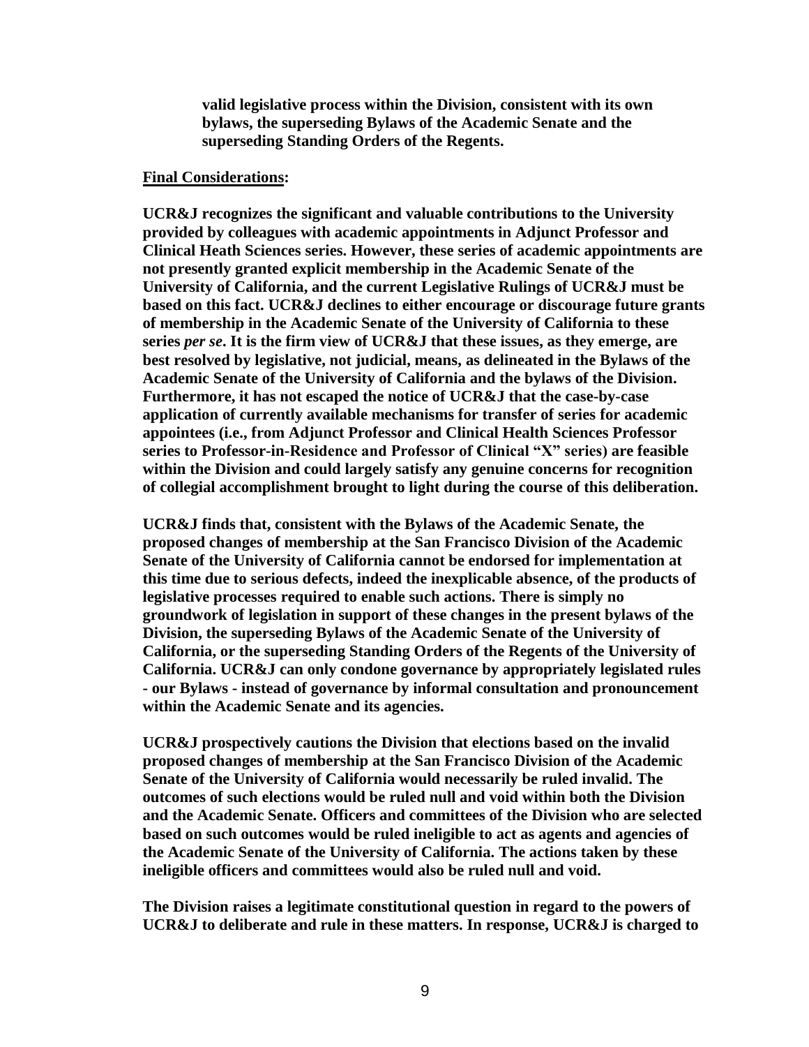**valid legislative process within the Division, consistent with its own bylaws, the superseding Bylaws of the Academic Senate and the superseding Standing Orders of the Regents.**

**Final Considerations:**

**UCR&J recognizes the significant and valuable contributions to the University provided by colleagues with academic appointments in Adjunct Professor and Clinical Heath Sciences series. However, these series of academic appointments are not presently granted explicit membership in the Academic Senate of the University of California, and the current Legislative Rulings of UCR&J must be based on this fact. UCR&J declines to either encourage or discourage future grants of membership in the Academic Senate of the University of California to these series *per se*. It is the firm view of UCR&J that these issues, as they emerge, are best resolved by legislative, not judicial, means, as delineated in the Bylaws of the Academic Senate of the University of California and the bylaws of the Division. Furthermore, it has not escaped the notice of UCR&J that the case-by-case application of currently available mechanisms for transfer of series for academic appointees (i.e., from Adjunct Professor and Clinical Health Sciences Professor series to Professor-in-Residence and Professor of Clinical "X" series) are feasible within the Division and could largely satisfy any genuine concerns for recognition of collegial accomplishment brought to light during the course of this deliberation.**

**UCR&J finds that, consistent with the Bylaws of the Academic Senate, the proposed changes of membership at the San Francisco Division of the Academic Senate of the University of California cannot be endorsed for implementation at this time due to serious defects, indeed the inexplicable absence, of the products of legislative processes required to enable such actions. There is simply no groundwork of legislation in support of these changes in the present bylaws of the Division, the superseding Bylaws of the Academic Senate of the University of California, or the superseding Standing Orders of the Regents of the University of California. UCR&J can only condone governance by appropriately legislated rules - our Bylaws - instead of governance by informal consultation and pronouncement within the Academic Senate and its agencies.**

**UCR&J prospectively cautions the Division that elections based on the invalid proposed changes of membership at the San Francisco Division of the Academic Senate of the University of California would necessarily be ruled invalid. The outcomes of such elections would be ruled null and void within both the Division and the Academic Senate. Officers and committees of the Division who are selected based on such outcomes would be ruled ineligible to act as agents and agencies of the Academic Senate of the University of California. The actions taken by these ineligible officers and committees would also be ruled null and void.**

**The Division raises a legitimate constitutional question in regard to the powers of UCR&J to deliberate and rule in these matters. In response, UCR&J is charged to**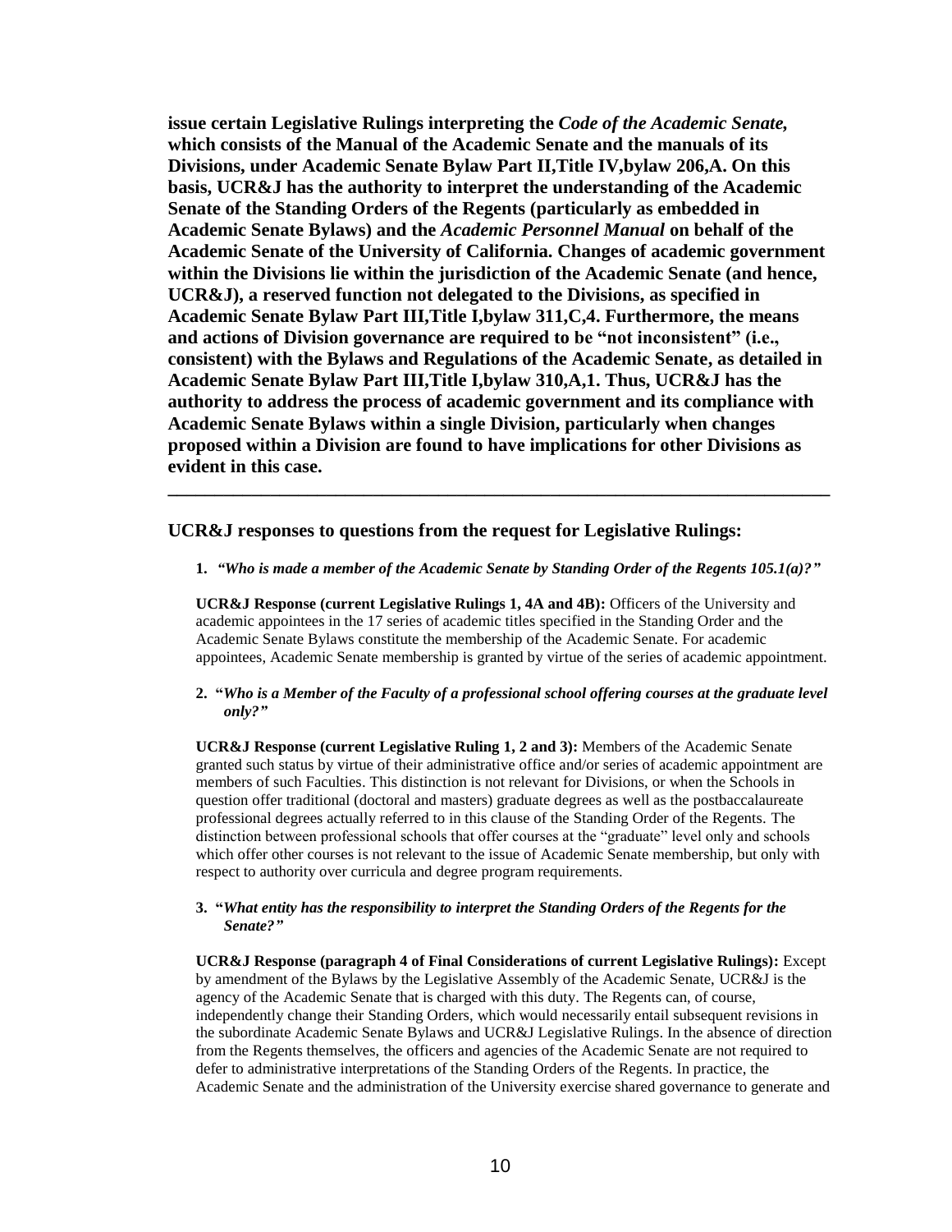**issue certain Legislative Rulings interpreting the *Code of the Academic Senate,* which consists of the Manual of the Academic Senate and the manuals of its Divisions, under Academic Senate Bylaw Part II,Title IV,bylaw 206,A. On this basis, UCR&J has the authority to interpret the understanding of the Academic Senate of the Standing Orders of the Regents (particularly as embedded in Academic Senate Bylaws) and the *Academic Personnel Manual* on behalf of the Academic Senate of the University of California. Changes of academic government within the Divisions lie within the jurisdiction of the Academic Senate (and hence, UCR&J), a reserved function not delegated to the Divisions, as specified in Academic Senate Bylaw Part III,Title I,bylaw 311,C,4. Furthermore, the means and actions of Division governance are required to be "not inconsistent" (i.e., consistent) with the Bylaws and Regulations of the Academic Senate, as detailed in Academic Senate Bylaw Part III,Title I,bylaw 310,A,1. Thus, UCR&J has the authority to address the process of academic government and its compliance with Academic Senate Bylaws within a single Division, particularly when changes proposed within a Division are found to have implications for other Divisions as evident in this case.**

---

### UCR&J responses to questions from the request for Legislative Rulings:

**1.** ***"Who is made a member of the Academic Senate by Standing Order of the Regents 105.1(a)?"***

**UCR&J Response (current Legislative Rulings 1, 4A and 4B):** Officers of the University and academic appointees in the 17 series of academic titles specified in the Standing Order and the Academic Senate Bylaws constitute the membership of the Academic Senate. For academic appointees, Academic Senate membership is granted by virtue of the series of academic appointment.

**2. "*Who is a Member of the Faculty of a professional school offering courses at the graduate level only?"***

**UCR&J Response (current Legislative Ruling 1, 2 and 3):** Members of the Academic Senate granted such status by virtue of their administrative office and/or series of academic appointment are members of such Faculties. This distinction is not relevant for Divisions, or when the Schools in question offer traditional (doctoral and masters) graduate degrees as well as the postbaccalaureate professional degrees actually referred to in this clause of the Standing Order of the Regents. The distinction between professional schools that offer courses at the "graduate" level only and schools which offer other courses is not relevant to the issue of Academic Senate membership, but only with respect to authority over curricula and degree program requirements.

**3. "*What entity has the responsibility to interpret the Standing Orders of the Regents for the Senate?"***

**UCR&J Response (paragraph 4 of Final Considerations of current Legislative Rulings):** Except by amendment of the Bylaws by the Legislative Assembly of the Academic Senate, UCR&J is the agency of the Academic Senate that is charged with this duty. The Regents can, of course, independently change their Standing Orders, which would necessarily entail subsequent revisions in the subordinate Academic Senate Bylaws and UCR&J Legislative Rulings. In the absence of direction from the Regents themselves, the officers and agencies of the Academic Senate are not required to defer to administrative interpretations of the Standing Orders of the Regents. In practice, the Academic Senate and the administration of the University exercise shared governance to generate and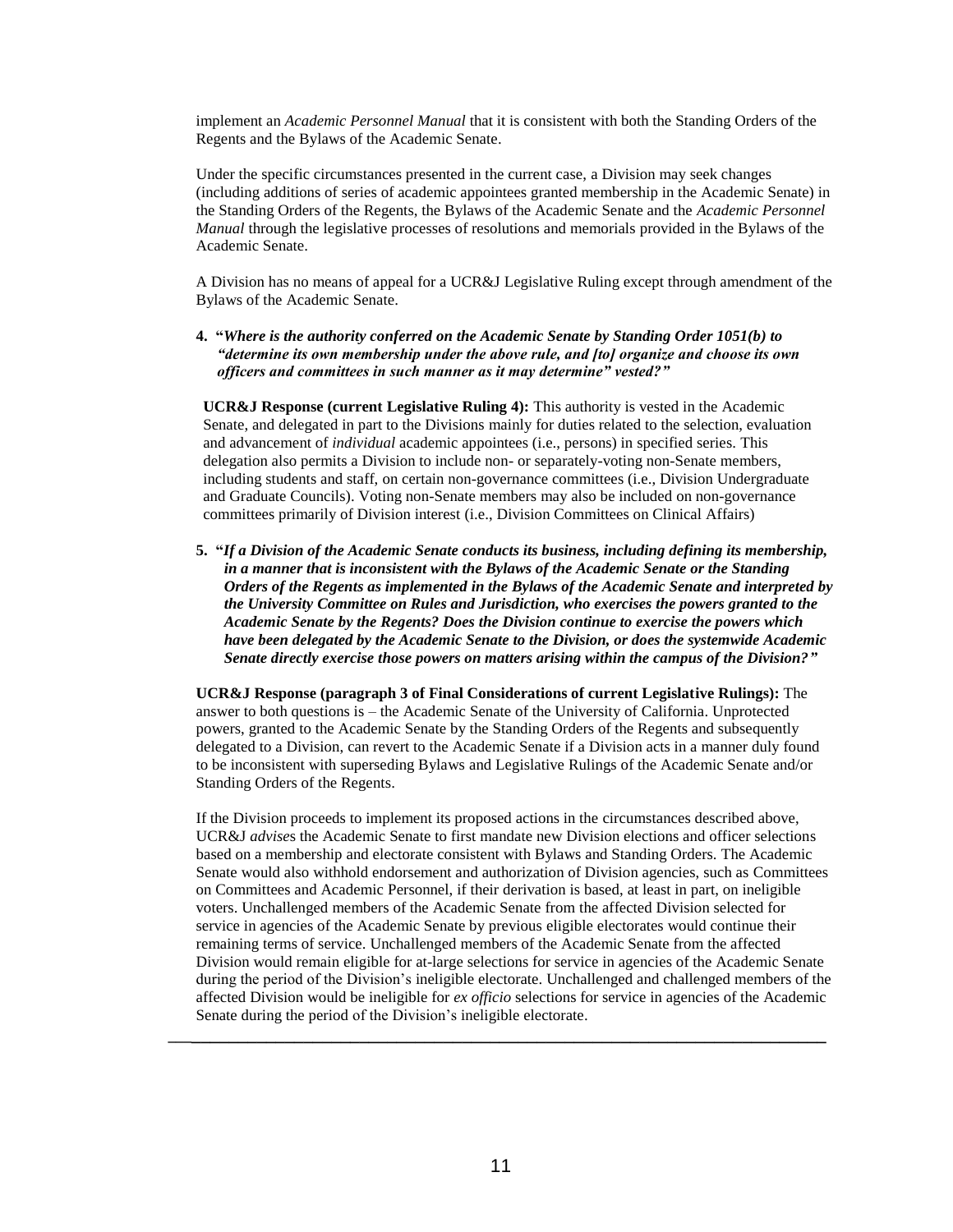implement an *Academic Personnel Manual* that it is consistent with both the Standing Orders of the Regents and the Bylaws of the Academic Senate.

Under the specific circumstances presented in the current case, a Division may seek changes (including additions of series of academic appointees granted membership in the Academic Senate) in the Standing Orders of the Regents, the Bylaws of the Academic Senate and the *Academic Personnel Manual* through the legislative processes of resolutions and memorials provided in the Bylaws of the Academic Senate.

A Division has no means of appeal for a UCR&J Legislative Ruling except through amendment of the Bylaws of the Academic Senate.

4. **"*Where is the authority conferred on the Academic Senate by Standing Order 1051(b) to "determine its own membership under the above rule, and [to] organize and choose its own officers and committees in such manner as it may determine" vested?"***

   **UCR&J Response (current Legislative Ruling 4):** This authority is vested in the Academic Senate, and delegated in part to the Divisions mainly for duties related to the selection, evaluation and advancement of *individual* academic appointees (i.e., persons) in specified series. This delegation also permits a Division to include non- or separately-voting non-Senate members, including students and staff, on certain non-governance committees (i.e., Division Undergraduate and Graduate Councils). Voting non-Senate members may also be included on non-governance committees primarily of Division interest (i.e., Division Committees on Clinical Affairs)

5. **"*If a Division of the Academic Senate conducts its business, including defining its membership, in a manner that is inconsistent with the Bylaws of the Academic Senate or the Standing Orders of the Regents as implemented in the Bylaws of the Academic Senate and interpreted by the University Committee on Rules and Jurisdiction, who exercises the powers granted to the Academic Senate by the Regents? Does the Division continue to exercise the powers which have been delegated by the Academic Senate to the Division, or does the systemwide Academic Senate directly exercise those powers on matters arising within the campus of the Division?"***

   **UCR&J Response (paragraph 3 of Final Considerations of current Legislative Rulings):** The answer to both questions is – the Academic Senate of the University of California. Unprotected powers, granted to the Academic Senate by the Standing Orders of the Regents and subsequently delegated to a Division, can revert to the Academic Senate if a Division acts in a manner duly found to be inconsistent with superseding Bylaws and Legislative Rulings of the Academic Senate and/or Standing Orders of the Regents.

   If the Division proceeds to implement its proposed actions in the circumstances described above, UCR&J *advise*s the Academic Senate to first mandate new Division elections and officer selections based on a membership and electorate consistent with Bylaws and Standing Orders. The Academic Senate would also withhold endorsement and authorization of Division agencies, such as Committees on Committees and Academic Personnel, if their derivation is based, at least in part, on ineligible voters. Unchallenged members of the Academic Senate from the affected Division selected for service in agencies of the Academic Senate by previous eligible electorates would continue their remaining terms of service. Unchallenged members of the Academic Senate from the affected Division would remain eligible for at-large selections for service in agencies of the Academic Senate during the period of the Division's ineligible electorate. Unchallenged and challenged members of the affected Division would be ineligible for *ex officio* selections for service in agencies of the Academic Senate during the period of the Division's ineligible electorate.